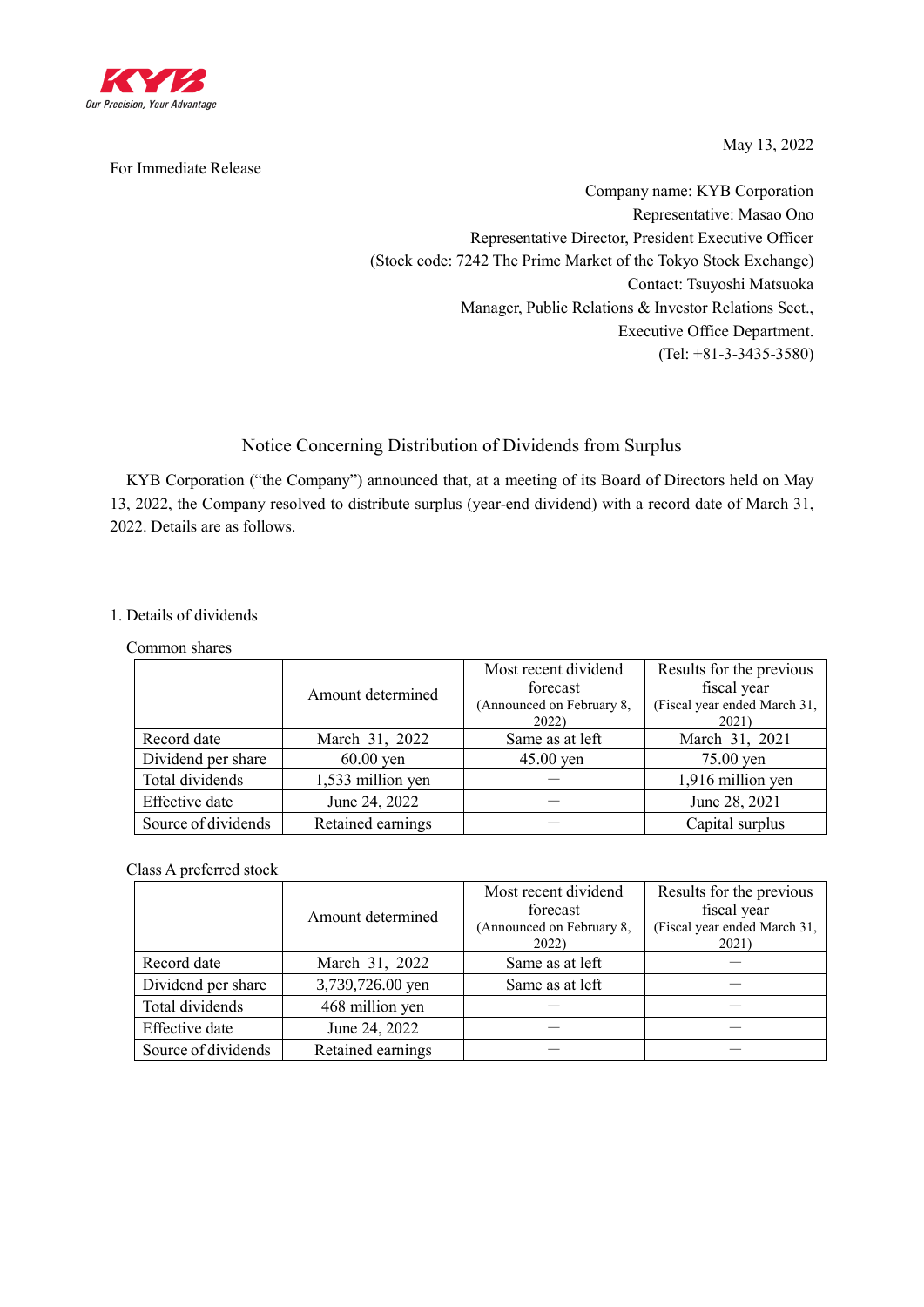May 13, 2022

For Immediate Release

Company name: KYB Corporation
Representative: Masao Ono
Representative Director, President Executive Officer
(Stock code: 7242 The Prime Market of the Tokyo Stock Exchange)
Contact: Tsuyoshi Matsuoka
Manager, Public Relations & Investor Relations Sect.,
Executive Office Department.
(Tel: +81-3-3435-3580)

# Notice Concerning Distribution of Dividends from Surplus

KYB Corporation ("the Company") announced that, at a meeting of its Board of Directors held on May 13, 2022, the Company resolved to distribute surplus (year-end dividend) with a record date of March 31, 2022. Details are as follows.

## 1. Details of dividends

Common shares

| | Amount determined | Most recent dividend forecast (Announced on February 8, 2022) | Results for the previous fiscal year (Fiscal year ended March 31, 2021) |
|---|---|---|---|
| Record date | March 31, 2022 | Same as at left | March 31, 2021 |
| Dividend per share | 60.00 yen | 45.00 yen | 75.00 yen |
| Total dividends | 1,533 million yen | ― | 1,916 million yen |
| Effective date | June 24, 2022 | ― | June 28, 2021 |
| Source of dividends | Retained earnings | ― | Capital surplus |

Class A preferred stock

| | Amount determined | Most recent dividend forecast (Announced on February 8, 2022) | Results for the previous fiscal year (Fiscal year ended March 31, 2021) |
|---|---|---|---|
| Record date | March 31, 2022 | Same as at left | ― |
| Dividend per share | 3,739,726.00 yen | Same as at left | ― |
| Total dividends | 468 million yen | ― | ― |
| Effective date | June 24, 2022 | ― | ― |
| Source of dividends | Retained earnings | ― | ― |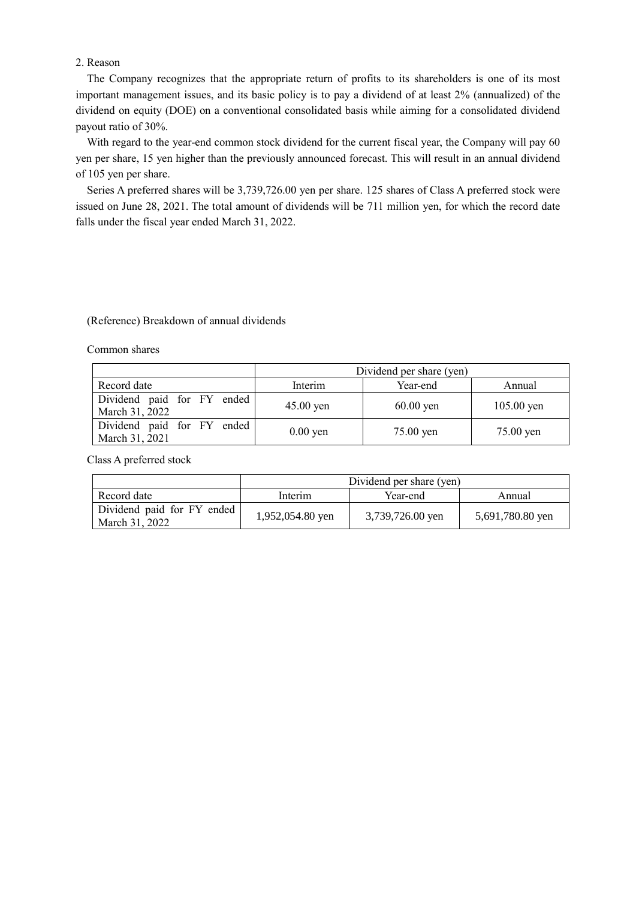2. Reason

The Company recognizes that the appropriate return of profits to its shareholders is one of its most important management issues, and its basic policy is to pay a dividend of at least 2% (annualized) of the dividend on equity (DOE) on a conventional consolidated basis while aiming for a consolidated dividend payout ratio of 30%.

With regard to the year-end common stock dividend for the current fiscal year, the Company will pay 60 yen per share, 15 yen higher than the previously announced forecast. This will result in an annual dividend of 105 yen per share.

Series A preferred shares will be 3,739,726.00 yen per share. 125 shares of Class A preferred stock were issued on June 28, 2021. The total amount of dividends will be 711 million yen, for which the record date falls under the fiscal year ended March 31, 2022.

(Reference) Breakdown of annual dividends

Common shares

| | Dividend per share (yen) | | |
|---|---|---|---|
| Record date | Interim | Year-end | Annual |
| Dividend paid for FY ended March 31, 2022 | 45.00 yen | 60.00 yen | 105.00 yen |
| Dividend paid for FY ended March 31, 2021 | 0.00 yen | 75.00 yen | 75.00 yen |

Class A preferred stock

| | Dividend per share (yen) | | |
|---|---|---|---|
| Record date | Interim | Year-end | Annual |
| Dividend paid for FY ended March 31, 2022 | 1,952,054.80 yen | 3,739,726.00 yen | 5,691,780.80 yen |